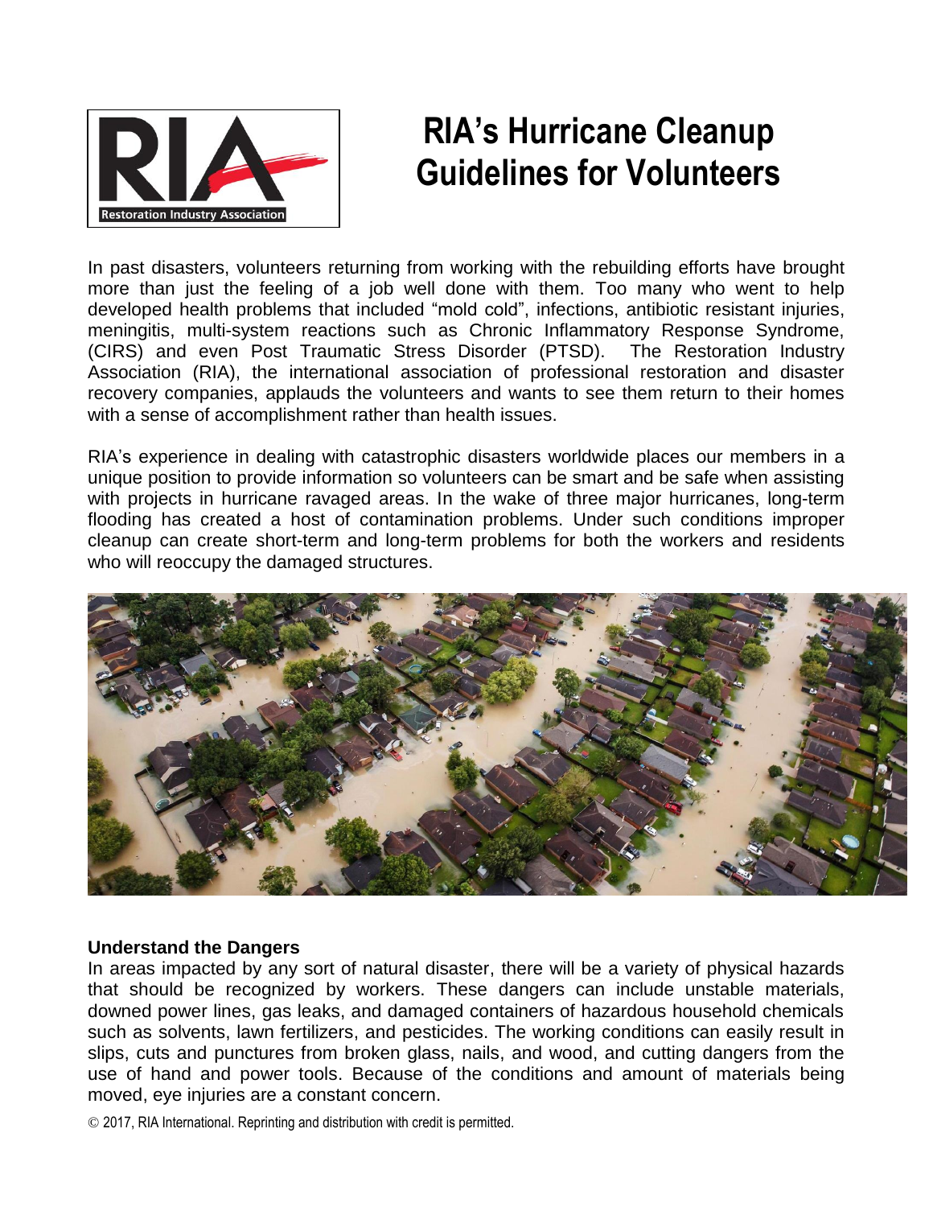# RIA's Hurricane Cleanup Guidelines for Volunteers

In past disasters, volunteers returning from working with the rebuilding efforts have brought more than just the feeling of a job well done with them. Too many who went to help developed health problems that included "mold cold", infections, antibiotic resistant injuries, meningitis, multi-system reactions such as Chronic Inflammatory Response Syndrome, (CIRS) and even Post Traumatic Stress Disorder (PTSD). The Restoration Industry Association (RIA), the international association of professional restoration and disaster recovery companies, applauds the volunteers and wants to see them return to their homes with a sense of accomplishment rather than health issues.

RIA's experience in dealing with catastrophic disasters worldwide places our members in a unique position to provide information so volunteers can be smart and be safe when assisting with projects in hurricane ravaged areas. In the wake of three major hurricanes, long-term flooding has created a host of contamination problems. Under such conditions improper cleanup can create short-term and long-term problems for both the workers and residents who will reoccupy the damaged structures.

**Understand the Dangers**

In areas impacted by any sort of natural disaster, there will be a variety of physical hazards that should be recognized by workers. These dangers can include unstable materials, downed power lines, gas leaks, and damaged containers of hazardous household chemicals such as solvents, lawn fertilizers, and pesticides. The working conditions can easily result in slips, cuts and punctures from broken glass, nails, and wood, and cutting dangers from the use of hand and power tools. Because of the conditions and amount of materials being moved, eye injuries are a constant concern.

© 2017, RIA International. Reprinting and distribution with credit is permitted.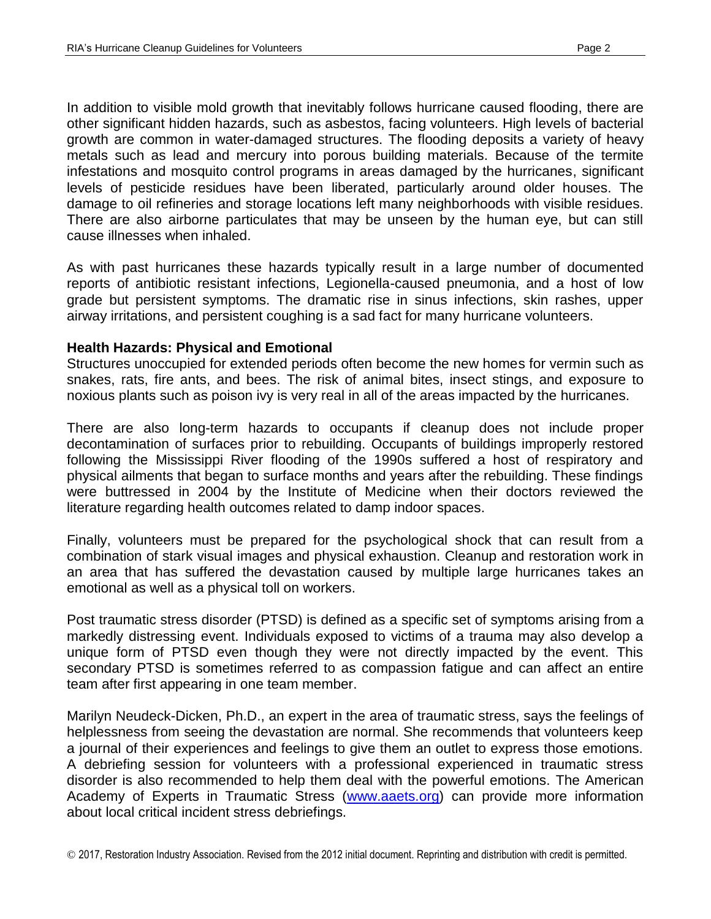In addition to visible mold growth that inevitably follows hurricane caused flooding, there are other significant hidden hazards, such as asbestos, facing volunteers. High levels of bacterial growth are common in water-damaged structures. The flooding deposits a variety of heavy metals such as lead and mercury into porous building materials. Because of the termite infestations and mosquito control programs in areas damaged by the hurricanes, significant levels of pesticide residues have been liberated, particularly around older houses. The damage to oil refineries and storage locations left many neighborhoods with visible residues. There are also airborne particulates that may be unseen by the human eye, but can still cause illnesses when inhaled.

As with past hurricanes these hazards typically result in a large number of documented reports of antibiotic resistant infections, Legionella-caused pneumonia, and a host of low grade but persistent symptoms. The dramatic rise in sinus infections, skin rashes, upper airway irritations, and persistent coughing is a sad fact for many hurricane volunteers.

**Health Hazards: Physical and Emotional**

Structures unoccupied for extended periods often become the new homes for vermin such as snakes, rats, fire ants, and bees. The risk of animal bites, insect stings, and exposure to noxious plants such as poison ivy is very real in all of the areas impacted by the hurricanes.

There are also long-term hazards to occupants if cleanup does not include proper decontamination of surfaces prior to rebuilding. Occupants of buildings improperly restored following the Mississippi River flooding of the 1990s suffered a host of respiratory and physical ailments that began to surface months and years after the rebuilding. These findings were buttressed in 2004 by the Institute of Medicine when their doctors reviewed the literature regarding health outcomes related to damp indoor spaces.

Finally, volunteers must be prepared for the psychological shock that can result from a combination of stark visual images and physical exhaustion. Cleanup and restoration work in an area that has suffered the devastation caused by multiple large hurricanes takes an emotional as well as a physical toll on workers.

Post traumatic stress disorder (PTSD) is defined as a specific set of symptoms arising from a markedly distressing event. Individuals exposed to victims of a trauma may also develop a unique form of PTSD even though they were not directly impacted by the event. This secondary PTSD is sometimes referred to as compassion fatigue and can affect an entire team after first appearing in one team member.

Marilyn Neudeck-Dicken, Ph.D., an expert in the area of traumatic stress, says the feelings of helplessness from seeing the devastation are normal. She recommends that volunteers keep a journal of their experiences and feelings to give them an outlet to express those emotions. A debriefing session for volunteers with a professional experienced in traumatic stress disorder is also recommended to help them deal with the powerful emotions. The American Academy of Experts in Traumatic Stress ([www.aaets.org](http://www.aaets.org)) can provide more information about local critical incident stress debriefings.

© 2017, Restoration Industry Association. Revised from the 2012 initial document. Reprinting and distribution with credit is permitted.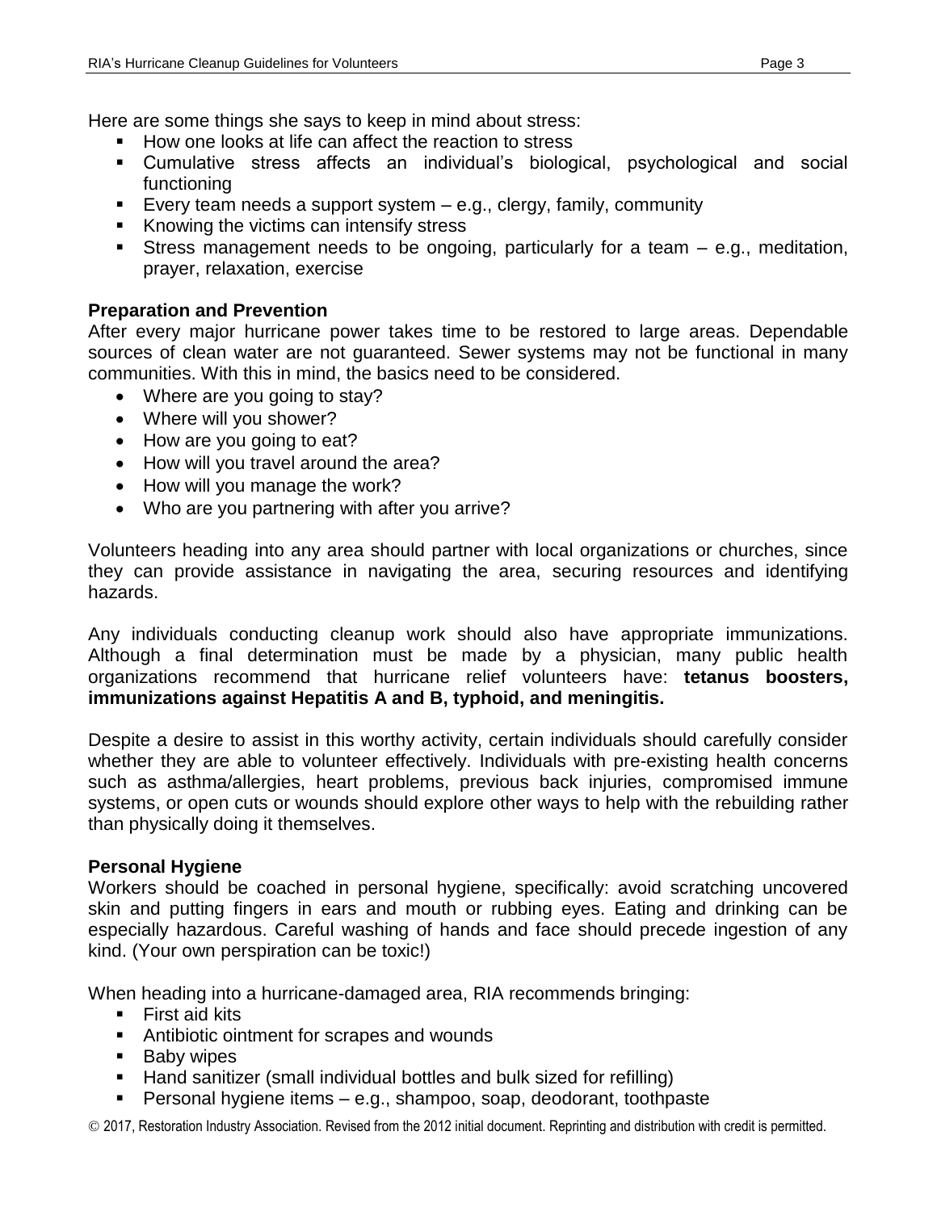Here are some things she says to keep in mind about stress:

- How one looks at life can affect the reaction to stress
- Cumulative stress affects an individual's biological, psychological and social functioning
- Every team needs a support system – e.g., clergy, family, community
- Knowing the victims can intensify stress
- Stress management needs to be ongoing, particularly for a team – e.g., meditation, prayer, relaxation, exercise

**Preparation and Prevention**

After every major hurricane power takes time to be restored to large areas. Dependable sources of clean water are not guaranteed. Sewer systems may not be functional in many communities. With this in mind, the basics need to be considered.

- Where are you going to stay?
- Where will you shower?
- How are you going to eat?
- How will you travel around the area?
- How will you manage the work?
- Who are you partnering with after you arrive?

Volunteers heading into any area should partner with local organizations or churches, since they can provide assistance in navigating the area, securing resources and identifying hazards.

Any individuals conducting cleanup work should also have appropriate immunizations. Although a final determination must be made by a physician, many public health organizations recommend that hurricane relief volunteers have: **tetanus boosters, immunizations against Hepatitis A and B, typhoid, and meningitis.**

Despite a desire to assist in this worthy activity, certain individuals should carefully consider whether they are able to volunteer effectively. Individuals with pre-existing health concerns such as asthma/allergies, heart problems, previous back injuries, compromised immune systems, or open cuts or wounds should explore other ways to help with the rebuilding rather than physically doing it themselves.

**Personal Hygiene**

Workers should be coached in personal hygiene, specifically: avoid scratching uncovered skin and putting fingers in ears and mouth or rubbing eyes. Eating and drinking can be especially hazardous. Careful washing of hands and face should precede ingestion of any kind. (Your own perspiration can be toxic!)

When heading into a hurricane-damaged area, RIA recommends bringing:

- First aid kits
- Antibiotic ointment for scrapes and wounds
- Baby wipes
- Hand sanitizer (small individual bottles and bulk sized for refilling)
- Personal hygiene items – e.g., shampoo, soap, deodorant, toothpaste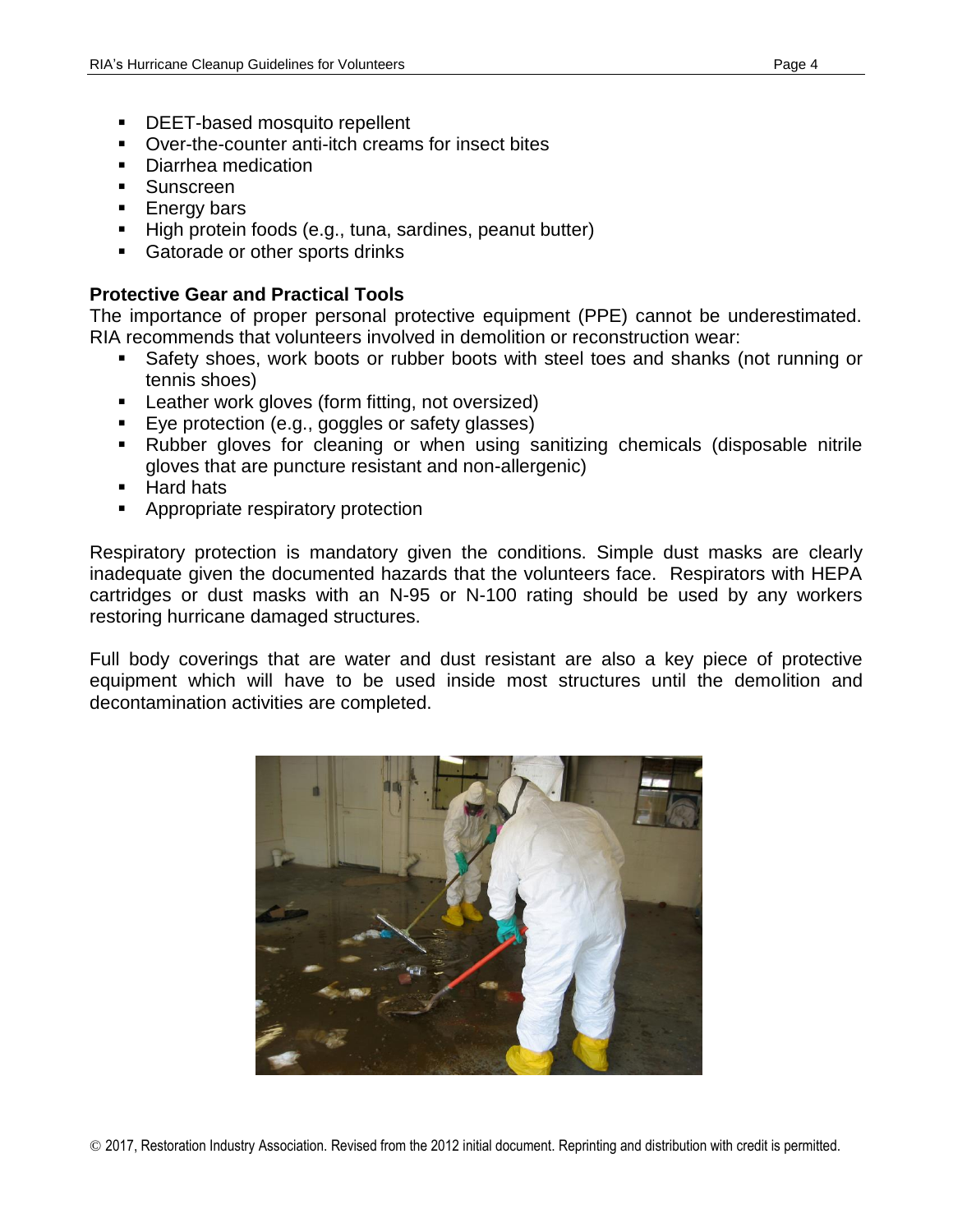- DEET-based mosquito repellent
- Over-the-counter anti-itch creams for insect bites
- Diarrhea medication
- Sunscreen
- Energy bars
- High protein foods (e.g., tuna, sardines, peanut butter)
- Gatorade or other sports drinks

**Protective Gear and Practical Tools**

The importance of proper personal protective equipment (PPE) cannot be underestimated. RIA recommends that volunteers involved in demolition or reconstruction wear:

- Safety shoes, work boots or rubber boots with steel toes and shanks (not running or tennis shoes)
- Leather work gloves (form fitting, not oversized)
- Eye protection (e.g., goggles or safety glasses)
- Rubber gloves for cleaning or when using sanitizing chemicals (disposable nitrile gloves that are puncture resistant and non-allergenic)
- Hard hats
- Appropriate respiratory protection

Respiratory protection is mandatory given the conditions. Simple dust masks are clearly inadequate given the documented hazards that the volunteers face. Respirators with HEPA cartridges or dust masks with an N-95 or N-100 rating should be used by any workers restoring hurricane damaged structures.

Full body coverings that are water and dust resistant are also a key piece of protective equipment which will have to be used inside most structures until the demolition and decontamination activities are completed.

© 2017, Restoration Industry Association. Revised from the 2012 initial document. Reprinting and distribution with credit is permitted.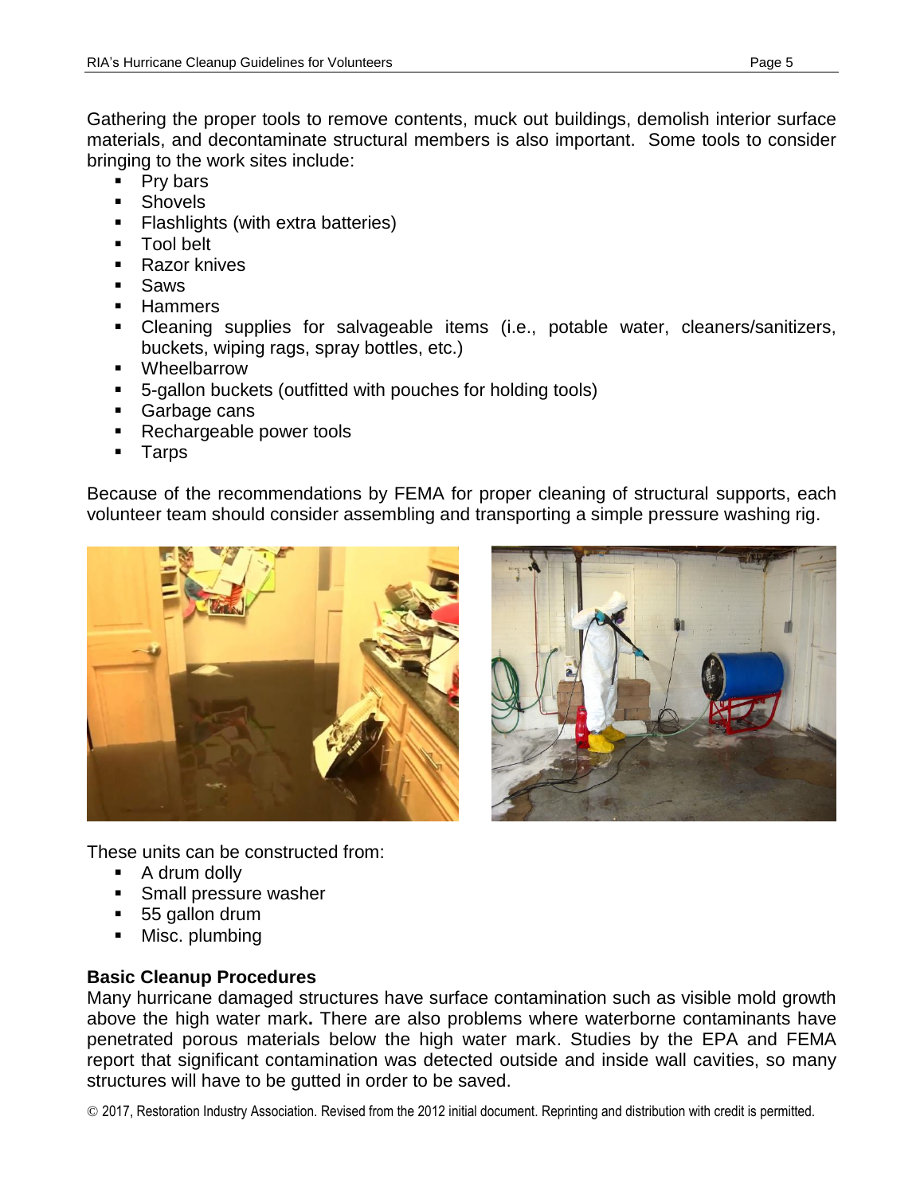Gathering the proper tools to remove contents, muck out buildings, demolish interior surface materials, and decontaminate structural members is also important. Some tools to consider bringing to the work sites include:

- Pry bars
- Shovels
- Flashlights (with extra batteries)
- Tool belt
- Razor knives
- Saws
- Hammers
- Cleaning supplies for salvageable items (i.e., potable water, cleaners/sanitizers, buckets, wiping rags, spray bottles, etc.)
- Wheelbarrow
- 5-gallon buckets (outfitted with pouches for holding tools)
- Garbage cans
- Rechargeable power tools
- Tarps

Because of the recommendations by FEMA for proper cleaning of structural supports, each volunteer team should consider assembling and transporting a simple pressure washing rig.

These units can be constructed from:

- A drum dolly
- Small pressure washer
- 55 gallon drum
- Misc. plumbing

**Basic Cleanup Procedures**

Many hurricane damaged structures have surface contamination such as visible mold growth above the high water mark**.** There are also problems where waterborne contaminants have penetrated porous materials below the high water mark. Studies by the EPA and FEMA report that significant contamination was detected outside and inside wall cavities, so many structures will have to be gutted in order to be saved.

© 2017, Restoration Industry Association. Revised from the 2012 initial document. Reprinting and distribution with credit is permitted.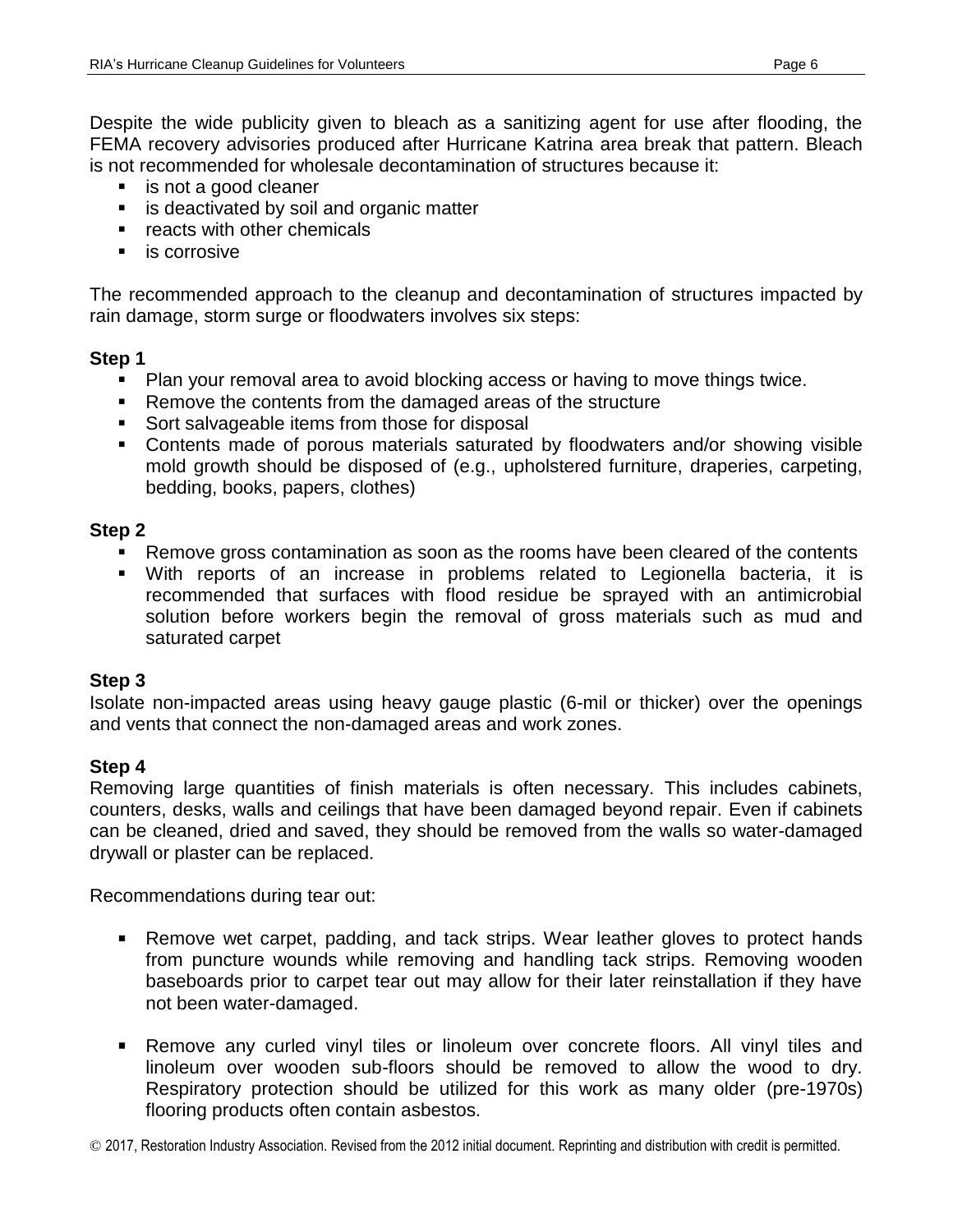Despite the wide publicity given to bleach as a sanitizing agent for use after flooding, the FEMA recovery advisories produced after Hurricane Katrina area break that pattern. Bleach is not recommended for wholesale decontamination of structures because it:

- is not a good cleaner
- is deactivated by soil and organic matter
- reacts with other chemicals
- is corrosive

The recommended approach to the cleanup and decontamination of structures impacted by rain damage, storm surge or floodwaters involves six steps:

**Step 1**

- Plan your removal area to avoid blocking access or having to move things twice.
- Remove the contents from the damaged areas of the structure
- Sort salvageable items from those for disposal
- Contents made of porous materials saturated by floodwaters and/or showing visible mold growth should be disposed of (e.g., upholstered furniture, draperies, carpeting, bedding, books, papers, clothes)

**Step 2**

- Remove gross contamination as soon as the rooms have been cleared of the contents
- With reports of an increase in problems related to Legionella bacteria, it is recommended that surfaces with flood residue be sprayed with an antimicrobial solution before workers begin the removal of gross materials such as mud and saturated carpet

**Step 3**

Isolate non-impacted areas using heavy gauge plastic (6-mil or thicker) over the openings and vents that connect the non-damaged areas and work zones.

**Step 4**

Removing large quantities of finish materials is often necessary. This includes cabinets, counters, desks, walls and ceilings that have been damaged beyond repair. Even if cabinets can be cleaned, dried and saved, they should be removed from the walls so water-damaged drywall or plaster can be replaced.

Recommendations during tear out:

- Remove wet carpet, padding, and tack strips. Wear leather gloves to protect hands from puncture wounds while removing and handling tack strips. Removing wooden baseboards prior to carpet tear out may allow for their later reinstallation if they have not been water-damaged.

- Remove any curled vinyl tiles or linoleum over concrete floors. All vinyl tiles and linoleum over wooden sub-floors should be removed to allow the wood to dry. Respiratory protection should be utilized for this work as many older (pre-1970s) flooring products often contain asbestos.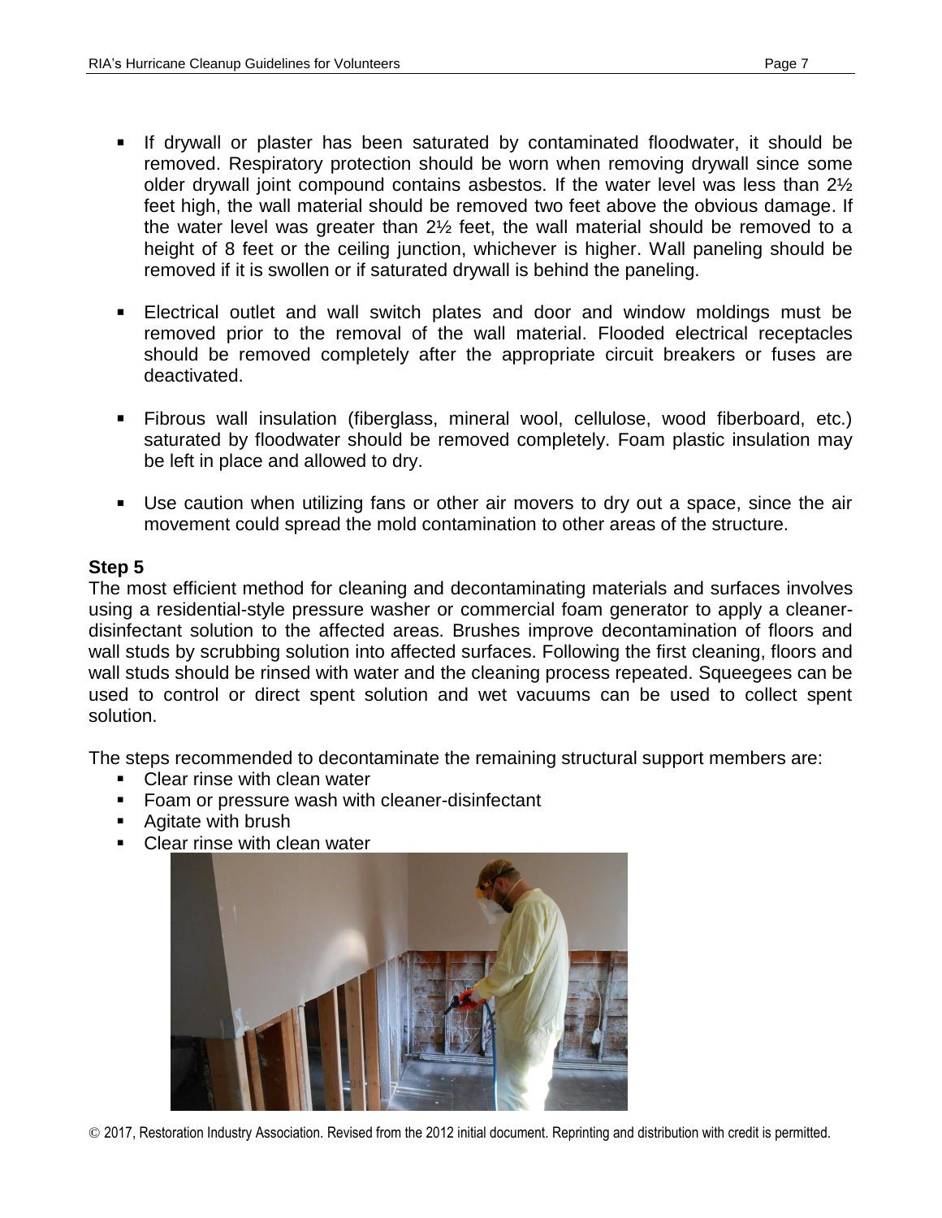- If drywall or plaster has been saturated by contaminated floodwater, it should be removed. Respiratory protection should be worn when removing drywall since some older drywall joint compound contains asbestos. If the water level was less than 2½ feet high, the wall material should be removed two feet above the obvious damage. If the water level was greater than 2½ feet, the wall material should be removed to a height of 8 feet or the ceiling junction, whichever is higher. Wall paneling should be removed if it is swollen or if saturated drywall is behind the paneling.

- Electrical outlet and wall switch plates and door and window moldings must be removed prior to the removal of the wall material. Flooded electrical receptacles should be removed completely after the appropriate circuit breakers or fuses are deactivated.

- Fibrous wall insulation (fiberglass, mineral wool, cellulose, wood fiberboard, etc.) saturated by floodwater should be removed completely. Foam plastic insulation may be left in place and allowed to dry.

- Use caution when utilizing fans or other air movers to dry out a space, since the air movement could spread the mold contamination to other areas of the structure.

**Step 5**

The most efficient method for cleaning and decontaminating materials and surfaces involves using a residential-style pressure washer or commercial foam generator to apply a cleaner-disinfectant solution to the affected areas. Brushes improve decontamination of floors and wall studs by scrubbing solution into affected surfaces. Following the first cleaning, floors and wall studs should be rinsed with water and the cleaning process repeated. Squeegees can be used to control or direct spent solution and wet vacuums can be used to collect spent solution.

The steps recommended to decontaminate the remaining structural support members are:

- Clear rinse with clean water
- Foam or pressure wash with cleaner-disinfectant
- Agitate with brush
- Clear rinse with clean water

© 2017, Restoration Industry Association. Revised from the 2012 initial document. Reprinting and distribution with credit is permitted.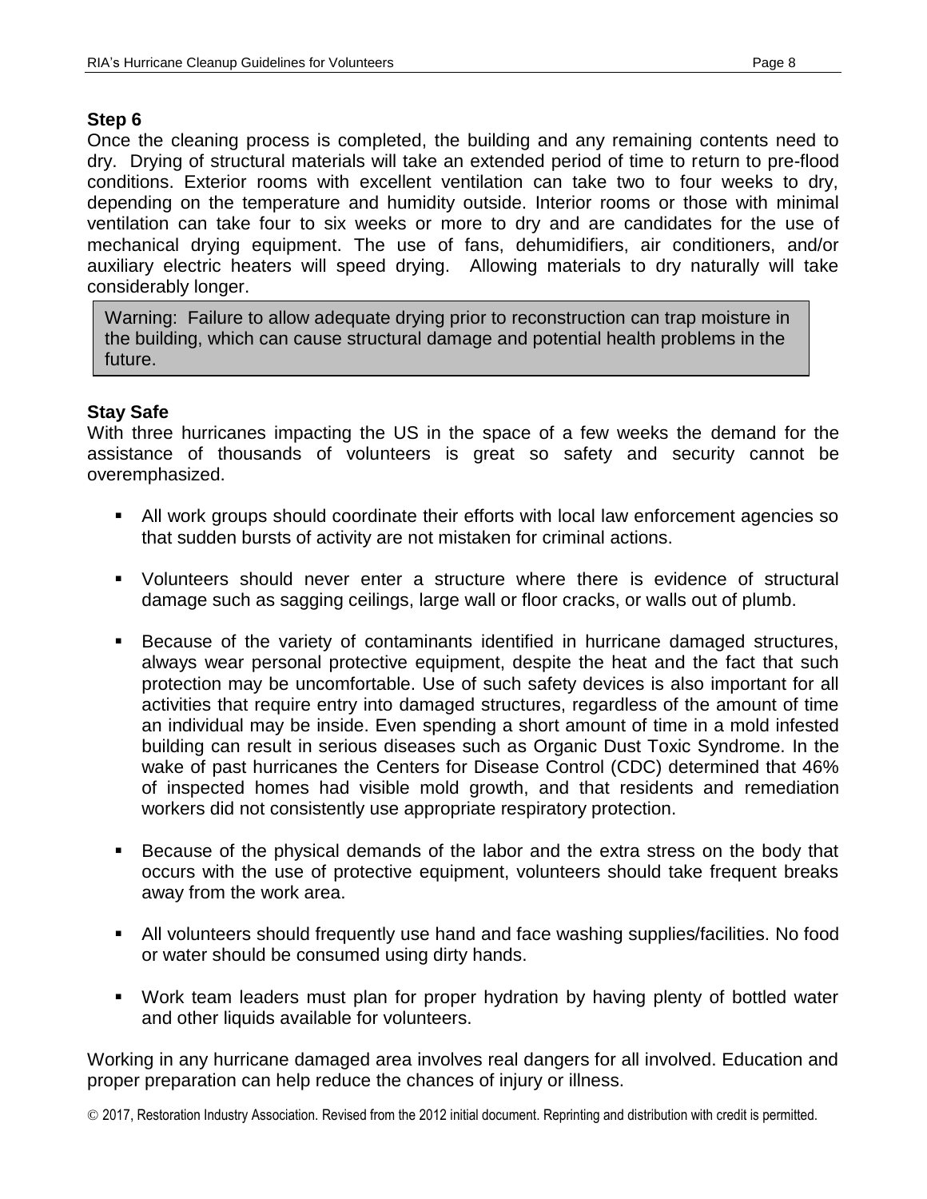**Step 6**

Once the cleaning process is completed, the building and any remaining contents need to dry. Drying of structural materials will take an extended period of time to return to pre-flood conditions. Exterior rooms with excellent ventilation can take two to four weeks to dry, depending on the temperature and humidity outside. Interior rooms or those with minimal ventilation can take four to six weeks or more to dry and are candidates for the use of mechanical drying equipment. The use of fans, dehumidifiers, air conditioners, and/or auxiliary electric heaters will speed drying. Allowing materials to dry naturally will take considerably longer.

> Warning: Failure to allow adequate drying prior to reconstruction can trap moisture in the building, which can cause structural damage and potential health problems in the future.

**Stay Safe**

With three hurricanes impacting the US in the space of a few weeks the demand for the assistance of thousands of volunteers is great so safety and security cannot be overemphasized.

- All work groups should coordinate their efforts with local law enforcement agencies so that sudden bursts of activity are not mistaken for criminal actions.
- Volunteers should never enter a structure where there is evidence of structural damage such as sagging ceilings, large wall or floor cracks, or walls out of plumb.
- Because of the variety of contaminants identified in hurricane damaged structures, always wear personal protective equipment, despite the heat and the fact that such protection may be uncomfortable. Use of such safety devices is also important for all activities that require entry into damaged structures, regardless of the amount of time an individual may be inside. Even spending a short amount of time in a mold infested building can result in serious diseases such as Organic Dust Toxic Syndrome. In the wake of past hurricanes the Centers for Disease Control (CDC) determined that 46% of inspected homes had visible mold growth, and that residents and remediation workers did not consistently use appropriate respiratory protection.
- Because of the physical demands of the labor and the extra stress on the body that occurs with the use of protective equipment, volunteers should take frequent breaks away from the work area.
- All volunteers should frequently use hand and face washing supplies/facilities. No food or water should be consumed using dirty hands.
- Work team leaders must plan for proper hydration by having plenty of bottled water and other liquids available for volunteers.

Working in any hurricane damaged area involves real dangers for all involved. Education and proper preparation can help reduce the chances of injury or illness.

© 2017, Restoration Industry Association. Revised from the 2012 initial document. Reprinting and distribution with credit is permitted.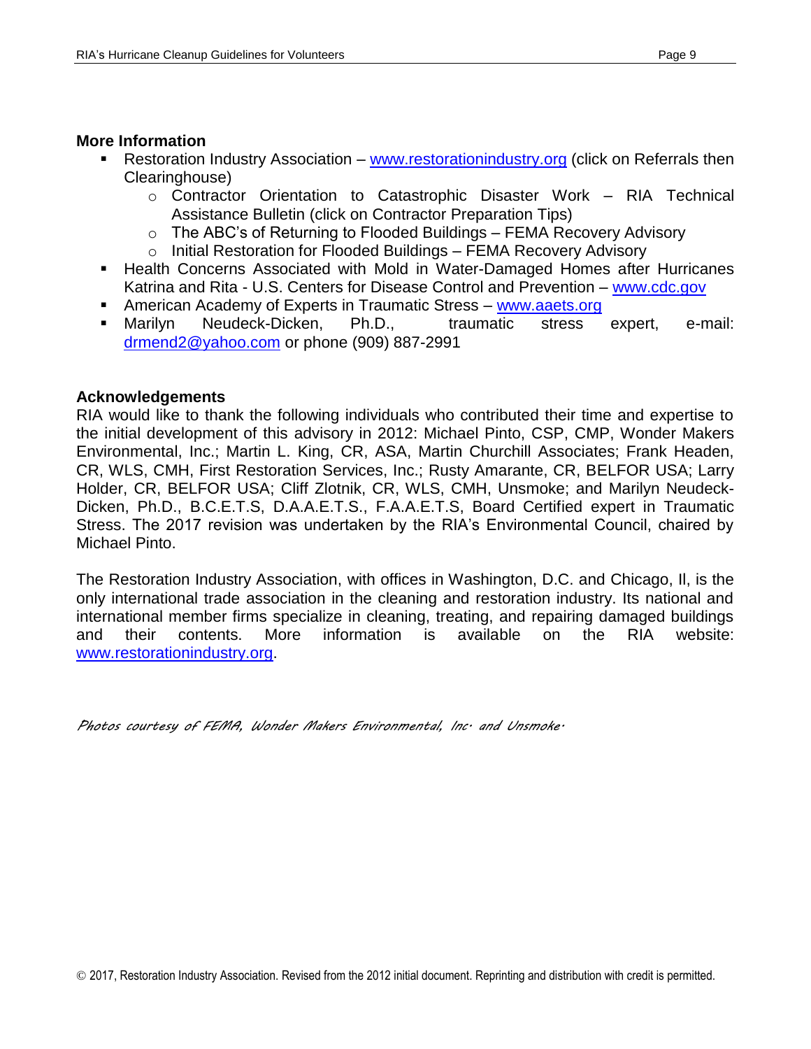## More Information

- Restoration Industry Association – www.restorationindustry.org (click on Referrals then Clearinghouse)
  - Contractor Orientation to Catastrophic Disaster Work – RIA Technical Assistance Bulletin (click on Contractor Preparation Tips)
  - The ABC's of Returning to Flooded Buildings – FEMA Recovery Advisory
  - Initial Restoration for Flooded Buildings – FEMA Recovery Advisory
- Health Concerns Associated with Mold in Water-Damaged Homes after Hurricanes Katrina and Rita - U.S. Centers for Disease Control and Prevention – www.cdc.gov
- American Academy of Experts in Traumatic Stress – www.aaets.org
- Marilyn Neudeck-Dicken, Ph.D., traumatic stress expert, e-mail: drmend2@yahoo.com or phone (909) 887-2991

## Acknowledgements

RIA would like to thank the following individuals who contributed their time and expertise to the initial development of this advisory in 2012: Michael Pinto, CSP, CMP, Wonder Makers Environmental, Inc.; Martin L. King, CR, ASA, Martin Churchill Associates; Frank Headen, CR, WLS, CMH, First Restoration Services, Inc.; Rusty Amarante, CR, BELFOR USA; Larry Holder, CR, BELFOR USA; Cliff Zlotnik, CR, WLS, CMH, Unsmoke; and Marilyn Neudeck-Dicken, Ph.D., B.C.E.T.S, D.A.A.E.T.S., F.A.A.E.T.S, Board Certified expert in Traumatic Stress. The 2017 revision was undertaken by the RIA's Environmental Council, chaired by Michael Pinto.

The Restoration Industry Association, with offices in Washington, D.C. and Chicago, Il, is the only international trade association in the cleaning and restoration industry. Its national and international member firms specialize in cleaning, treating, and repairing damaged buildings and their contents. More information is available on the RIA website: www.restorationindustry.org.

*Photos courtesy of FEMA, Wonder Makers Environmental, Inc. and Unsmoke.*

© 2017, Restoration Industry Association. Revised from the 2012 initial document. Reprinting and distribution with credit is permitted.